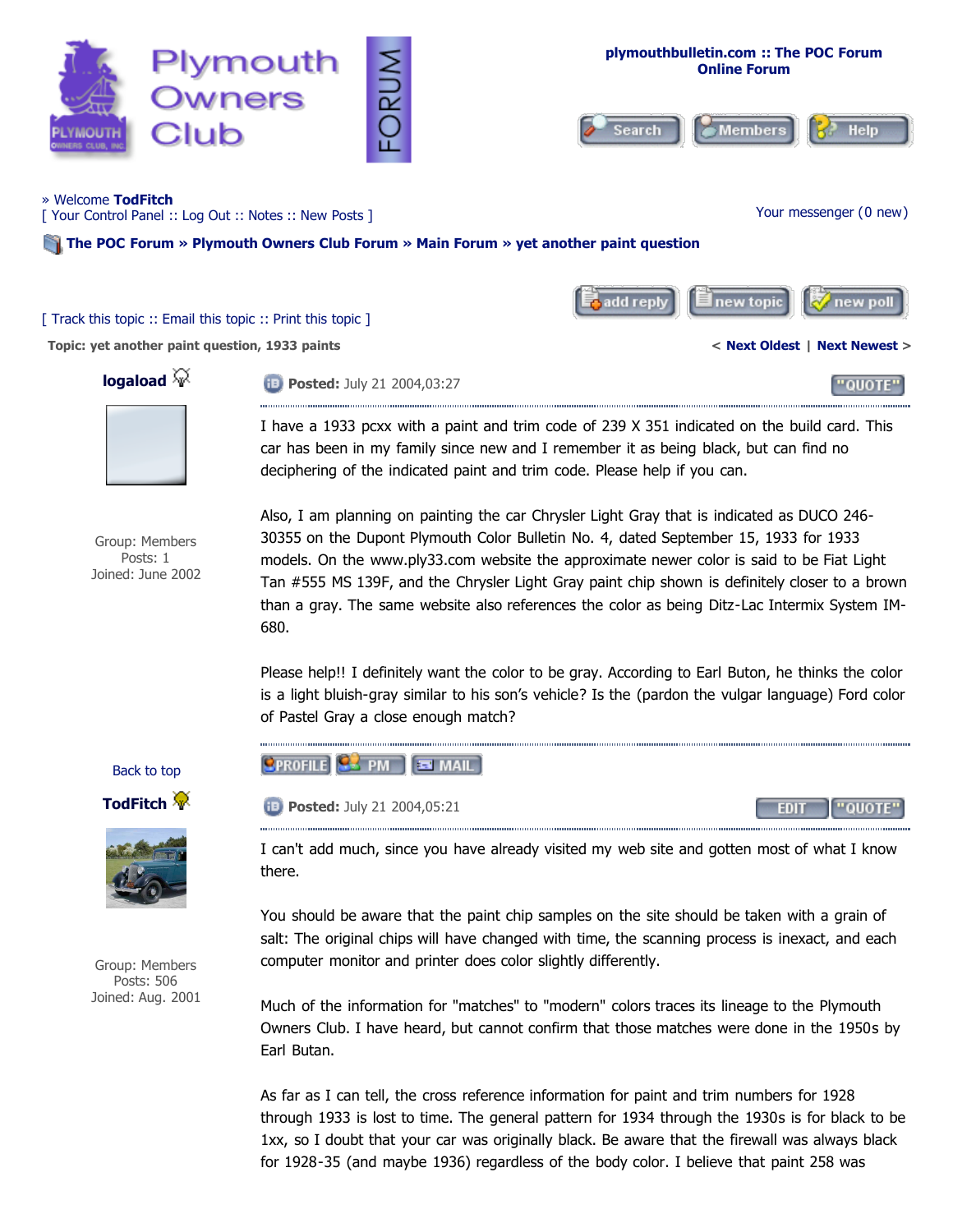plymouthbulletin.com :: The POC Forum
Online Forum

Search | Members | Help

» Welcome **TodFitch**
[ Your Control Panel :: Log Out :: Notes :: New Posts ]

Your messenger (0 new)

**The POC Forum » Plymouth Owners Club Forum » Main Forum » yet another paint question**

add reply | new topic | new poll

[ Track this topic :: Email this topic :: Print this topic ]

**Topic: yet another paint question, 1933 paints**

< **Next Oldest** | **Next Newest** >

---

**logaload**

Group: Members
Posts: 1
Joined: June 2002

**Posted:** July 21 2004,03:27

I have a 1933 pcxx with a paint and trim code of 239 X 351 indicated on the build card. This car has been in my family since new and I remember it as being black, but can find no deciphering of the indicated paint and trim code. Please help if you can.

Also, I am planning on painting the car Chrysler Light Gray that is indicated as DUCO 246-30355 on the Dupont Plymouth Color Bulletin No. 4, dated September 15, 1933 for 1933 models. On the www.ply33.com website the approximate newer color is said to be Fiat Light Tan #555 MS 139F, and the Chrysler Light Gray paint chip shown is definitely closer to a brown than a gray. The same website also references the color as being Ditz-Lac Intermix System IM-680.

Please help!! I definitely want the color to be gray. According to Earl Buton, he thinks the color is a light bluish-gray similar to his son's vehicle? Is the (pardon the vulgar language) Ford color of Pastel Gray a close enough match?

Back to top

---

**TodFitch**

Group: Members
Posts: 506
Joined: Aug. 2001

**Posted:** July 21 2004,05:21

I can't add much, since you have already visited my web site and gotten most of what I know there.

You should be aware that the paint chip samples on the site should be taken with a grain of salt: The original chips will have changed with time, the scanning process is inexact, and each computer monitor and printer does color slightly differently.

Much of the information for "matches" to "modern" colors traces its lineage to the Plymouth Owners Club. I have heard, but cannot confirm that those matches were done in the 1950s by Earl Butan.

As far as I can tell, the cross reference information for paint and trim numbers for 1928 through 1933 is lost to time. The general pattern for 1934 through the 1930s is for black to be 1xx, so I doubt that your car was originally black. Be aware that the firewall was always black for 1928-35 (and maybe 1936) regardless of the body color. I believe that paint 258 was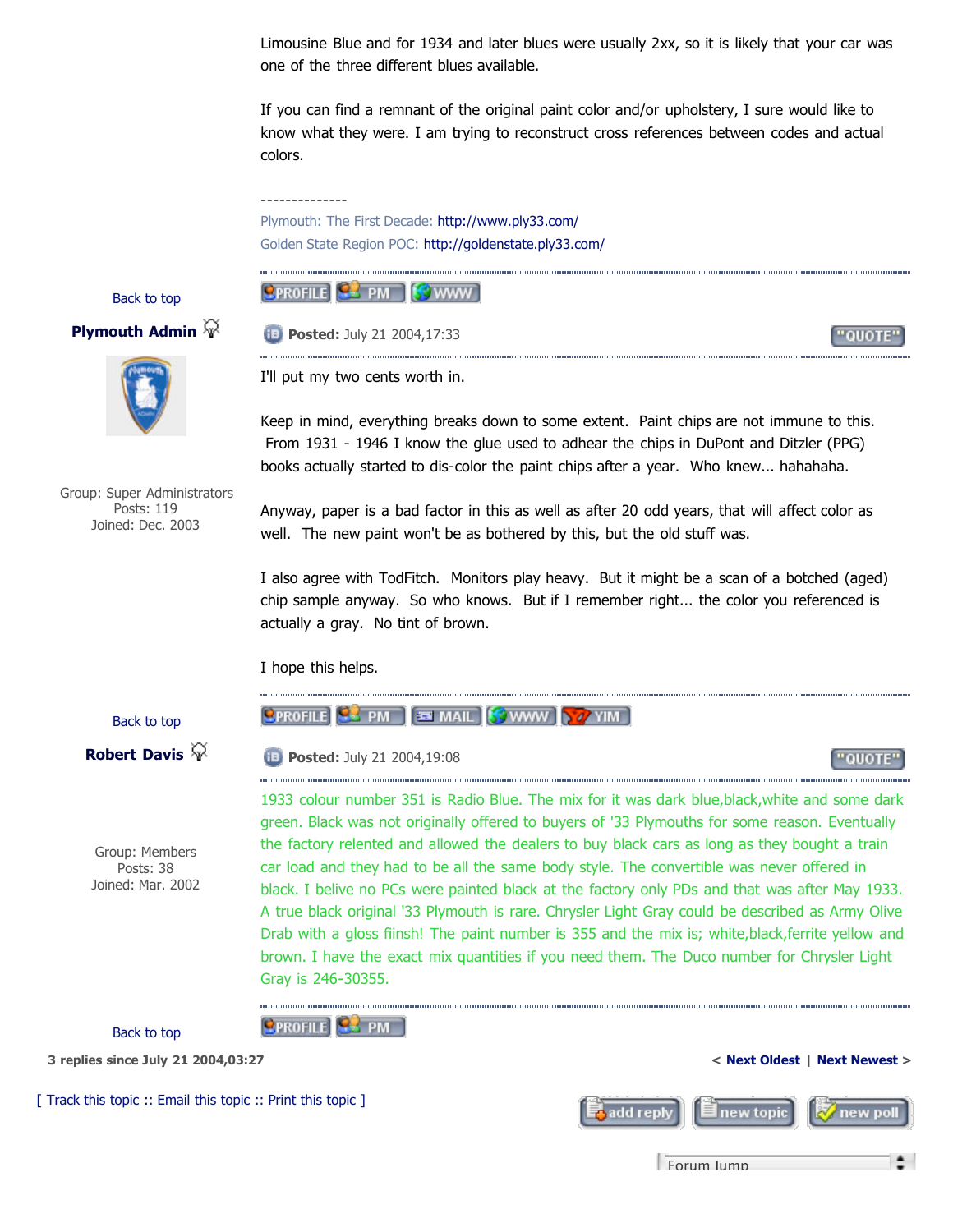Limousine Blue and for 1934 and later blues were usually 2xx, so it is likely that your car was one of the three different blues available.

If you can find a remnant of the original paint color and/or upholstery, I sure would like to know what they were. I am trying to reconstruct cross references between codes and actual colors.

--------------

Plymouth: The First Decade: http://www.ply33.com/

Golden State Region POC: http://goldenstate.ply33.com/

Back to top

**Plymouth Admin**

Group: Super Administrators
Posts: 119
Joined: Dec. 2003

**Posted:** July 21 2004,17:33

I'll put my two cents worth in.

Keep in mind, everything breaks down to some extent. Paint chips are not immune to this. From 1931 - 1946 I know the glue used to adhear the chips in DuPont and Ditzler (PPG) books actually started to dis-color the paint chips after a year. Who knew... hahahaha.

Anyway, paper is a bad factor in this as well as after 20 odd years, that will affect color as well. The new paint won't be as bothered by this, but the old stuff was.

I also agree with TodFitch. Monitors play heavy. But it might be a scan of a botched (aged) chip sample anyway. So who knows. But if I remember right... the color you referenced is actually a gray. No tint of brown.

I hope this helps.

Back to top

**Robert Davis**

Group: Members
Posts: 38
Joined: Mar. 2002

**Posted:** July 21 2004,19:08

1933 colour number 351 is Radio Blue. The mix for it was dark blue,black,white and some dark green. Black was not originally offered to buyers of '33 Plymouths for some reason. Eventually the factory relented and allowed the dealers to buy black cars as long as they bought a train car load and they had to be all the same body style. The convertible was never offered in black. I belive no PCs were painted black at the factory only PDs and that was after May 1933. A true black original '33 Plymouth is rare. Chrysler Light Gray could be described as Army Olive Drab with a gloss fiinsh! The paint number is 355 and the mix is; white,black,ferrite yellow and brown. I have the exact mix quantities if you need them. The Duco number for Chrysler Light Gray is 246-30355.

Back to top

**3 replies since July 21 2004,03:27**

< Next Oldest | Next Newest >

[ Track this topic :: Email this topic :: Print this topic ]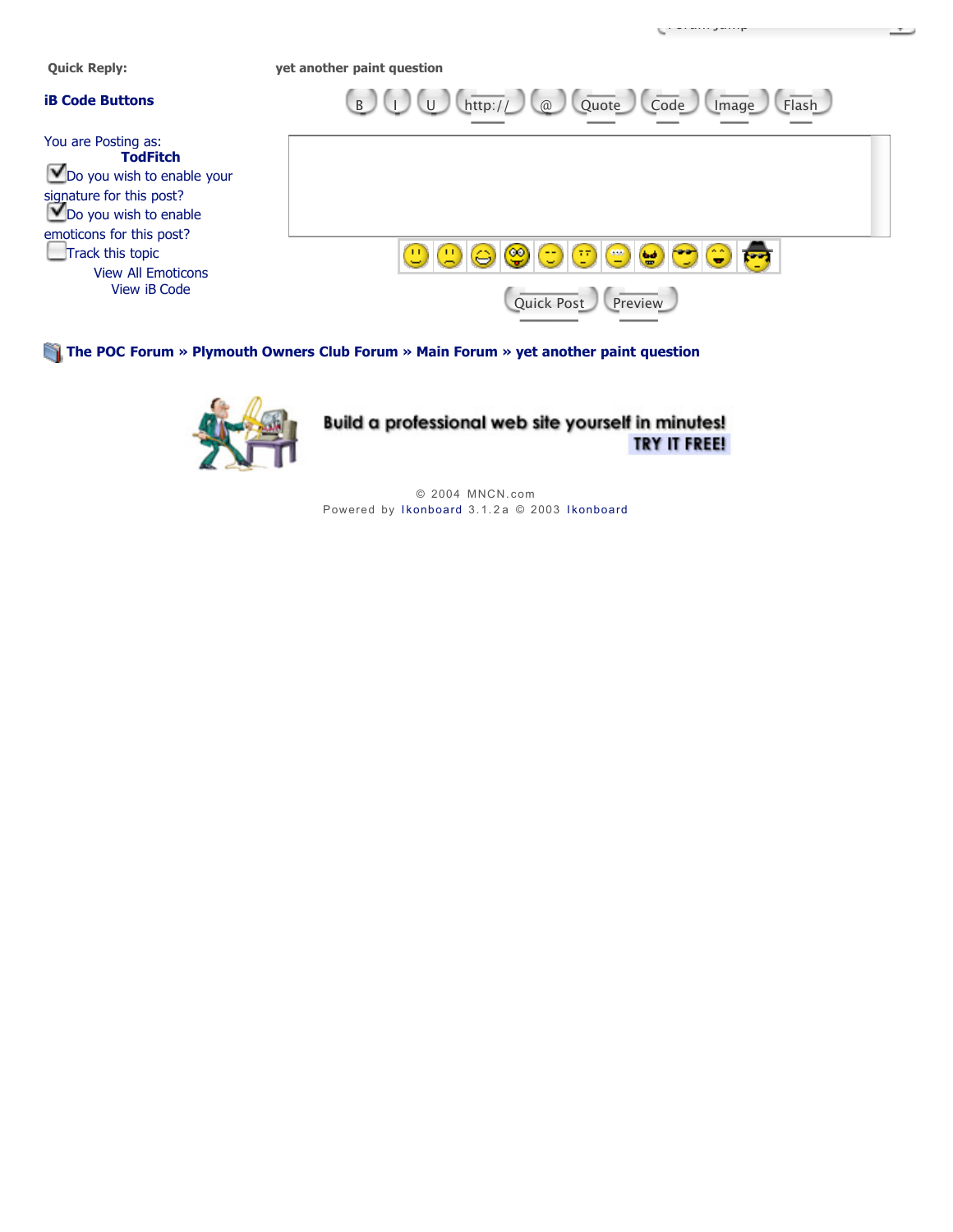**Quick Reply:** **yet another paint question**

**iB Code Buttons**

B I U http:// @ Quote Code Image Flash

You are Posting as:
**TodFitch**

☑ Do you wish to enable your signature for this post?

☑ Do you wish to enable emoticons for this post?

☐ Track this topic

View All Emoticons

View iB Code

Quick Post Preview

**The POC Forum » Plymouth Owners Club Forum » Main Forum » yet another paint question**

Build a professional web site yourself in minutes!
TRY IT FREE!

© 2004 MNCN.com
Powered by Ikonboard 3.1.2a © 2003 Ikonboard